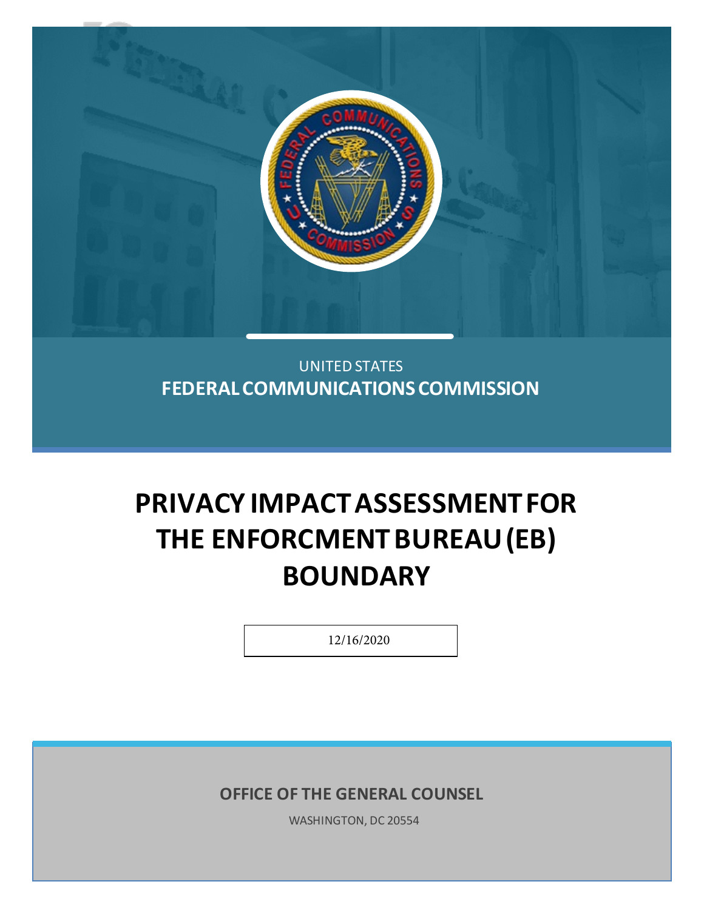UNITED STATES

**FEDERAL COMMUNICATIONS COMMISSION**

# PRIVACY IMPACT ASSESSMENT FOR THE ENFORCMENT BUREAU (EB) BOUNDARY

12/16/2020

**OFFICE OF THE GENERAL COUNSEL**

WASHINGTON, DC 20554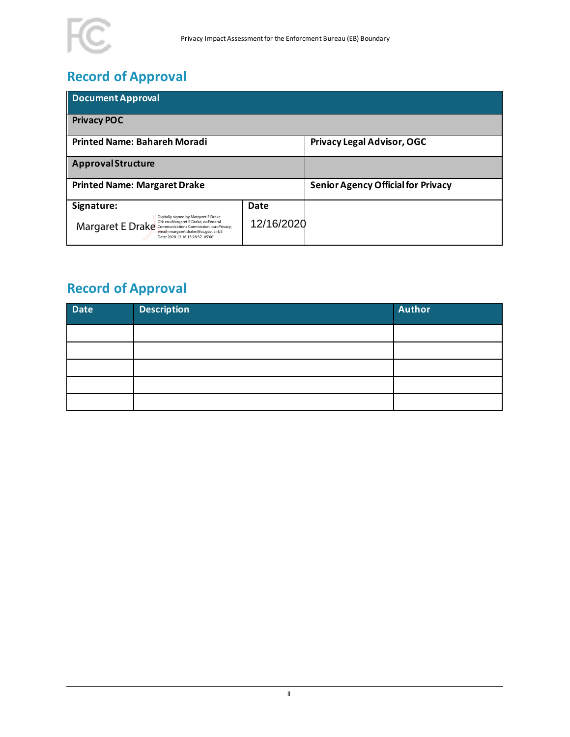## Record of Approval

| Document Approval | | |
|---|---|---|
| **Privacy POC** | | |
| **Printed Name: Bahareh Moradi** | | **Privacy Legal Advisor, OGC** |
| **Approval Structure** | | |
| **Printed Name: Margaret Drake** | | **Senior Agency Official for Privacy** |
| **Signature:** Margaret E Drake Digitally signed by Margaret E Drake DN: cn=Margaret E Drake, o=Federal Communications Commission, ou=Privacy, email=margaret.drake@fcc.gov, c=US Date: 2020.12.16 15:28:37 -05'00' | **Date** 12/16/2020 | |

## Record of Approval

| Date | Description | Author |
|---|---|---|
| | | |
| | | |
| | | |
| | | |
| | | |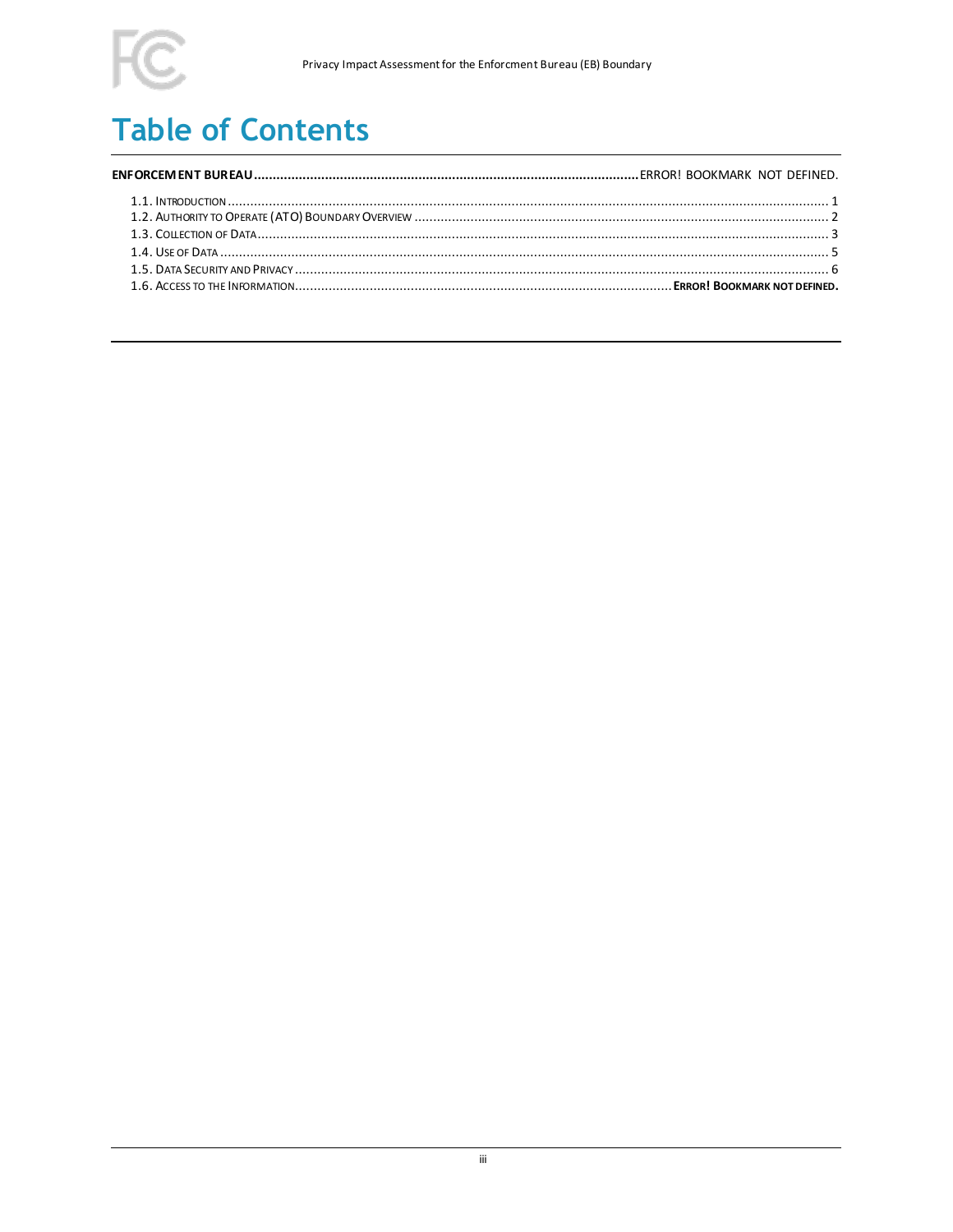# Table of Contents

**ENFORCEMENT BUREAU** ........................................................ ERROR! BOOKMARK NOT DEFINED.

1.1. INTRODUCTION ........................................................ 1
1.2. AUTHORITY TO OPERATE (ATO) BOUNDARY OVERVIEW ........................................................ 2
1.3. COLLECTION OF DATA ........................................................ 3
1.4. USE OF DATA ........................................................ 5
1.5. DATA SECURITY AND PRIVACY ........................................................ 6
1.6. ACCESS TO THE INFORMATION ........................................................ **ERROR! BOOKMARK NOT DEFINED.**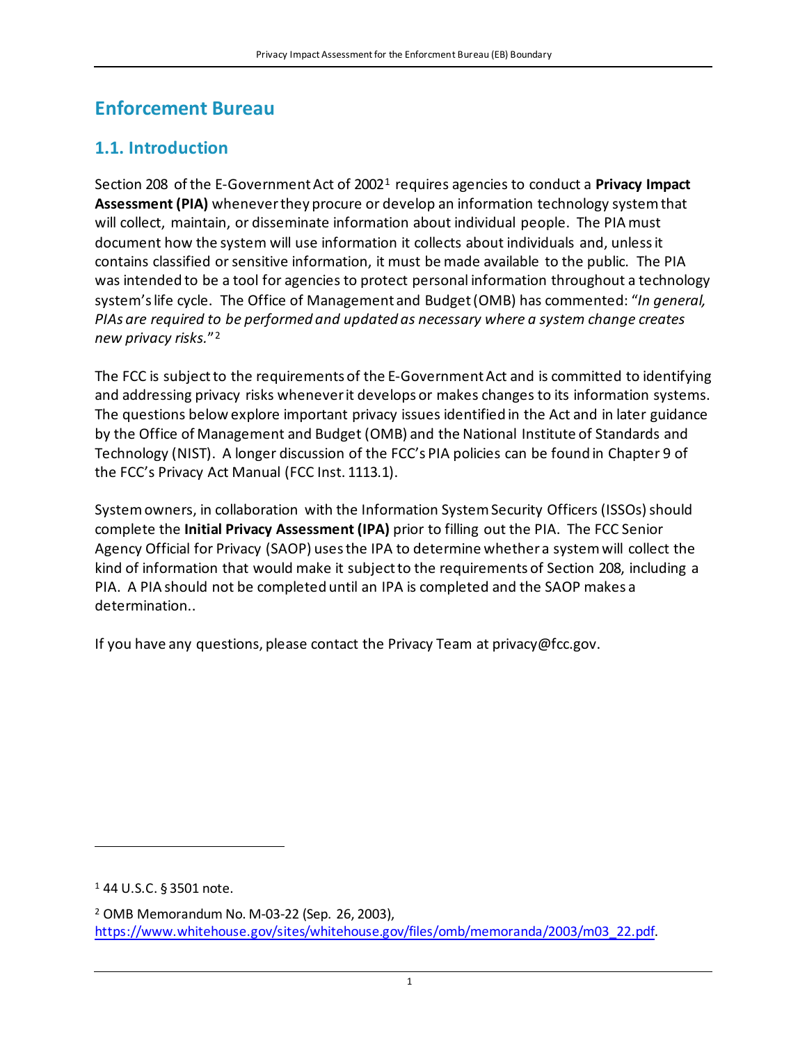# Enforcement Bureau

## 1.1. Introduction

Section 208 of the E-Government Act of 2002[1] requires agencies to conduct a **Privacy Impact Assessment (PIA)** whenever they procure or develop an information technology system that will collect, maintain, or disseminate information about individual people. The PIA must document how the system will use information it collects about individuals and, unless it contains classified or sensitive information, it must be made available to the public. The PIA was intended to be a tool for agencies to protect personal information throughout a technology system's life cycle. The Office of Management and Budget (OMB) has commented: "*In general, PIAs are required to be performed and updated as necessary where a system change creates new privacy risks.*"[2]

The FCC is subject to the requirements of the E-Government Act and is committed to identifying and addressing privacy risks whenever it develops or makes changes to its information systems. The questions below explore important privacy issues identified in the Act and in later guidance by the Office of Management and Budget (OMB) and the National Institute of Standards and Technology (NIST). A longer discussion of the FCC's PIA policies can be found in Chapter 9 of the FCC's Privacy Act Manual (FCC Inst. 1113.1).

System owners, in collaboration with the Information System Security Officers (ISSOs) should complete the **Initial Privacy Assessment (IPA)** prior to filling out the PIA. The FCC Senior Agency Official for Privacy (SAOP) uses the IPA to determine whether a system will collect the kind of information that would make it subject to the requirements of Section 208, including a PIA. A PIA should not be completed until an IPA is completed and the SAOP makes a determination..

If you have any questions, please contact the Privacy Team at privacy@fcc.gov.

---

[1] 44 U.S.C. § 3501 note.

[2] OMB Memorandum No. M-03-22 (Sep. 26, 2003), https://www.whitehouse.gov/sites/whitehouse.gov/files/omb/memoranda/2003/m03_22.pdf.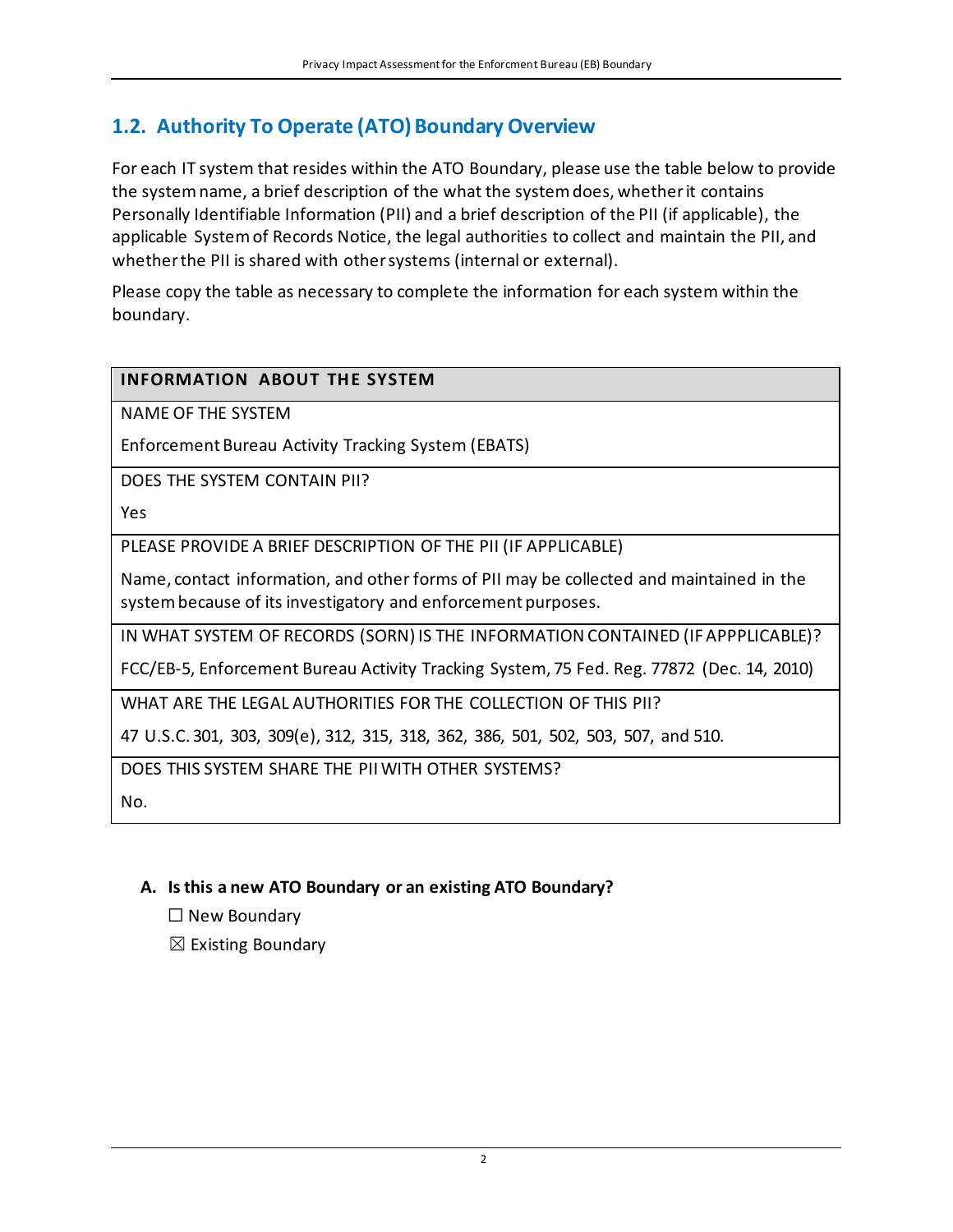## 1.2. Authority To Operate (ATO) Boundary Overview

For each IT system that resides within the ATO Boundary, please use the table below to provide the system name, a brief description of the what the system does, whether it contains Personally Identifiable Information (PII) and a brief description of the PII (if applicable), the applicable System of Records Notice, the legal authorities to collect and maintain the PII, and whether the PII is shared with other systems (internal or external).

Please copy the table as necessary to complete the information for each system within the boundary.

| INFORMATION ABOUT THE SYSTEM |
|---|
| NAME OF THE SYSTEM<br><br>Enforcement Bureau Activity Tracking System (EBATS) |
| DOES THE SYSTEM CONTAIN PII?<br><br>Yes |
| PLEASE PROVIDE A BRIEF DESCRIPTION OF THE PII (IF APPLICABLE)<br><br>Name, contact information, and other forms of PII may be collected and maintained in the system because of its investigatory and enforcement purposes. |
| IN WHAT SYSTEM OF RECORDS (SORN) IS THE INFORMATION CONTAINED (IF APPPLICABLE)?<br><br>FCC/EB-5, Enforcement Bureau Activity Tracking System, 75 Fed. Reg. 77872 (Dec. 14, 2010) |
| WHAT ARE THE LEGAL AUTHORITIES FOR THE COLLECTION OF THIS PII?<br><br>47 U.S.C. 301, 303, 309(e), 312, 315, 318, 362, 386, 501, 502, 503, 507, and 510. |
| DOES THIS SYSTEM SHARE THE PII WITH OTHER SYSTEMS?<br><br>No. |

**A. Is this a new ATO Boundary or an existing ATO Boundary?**

☐ New Boundary

☒ Existing Boundary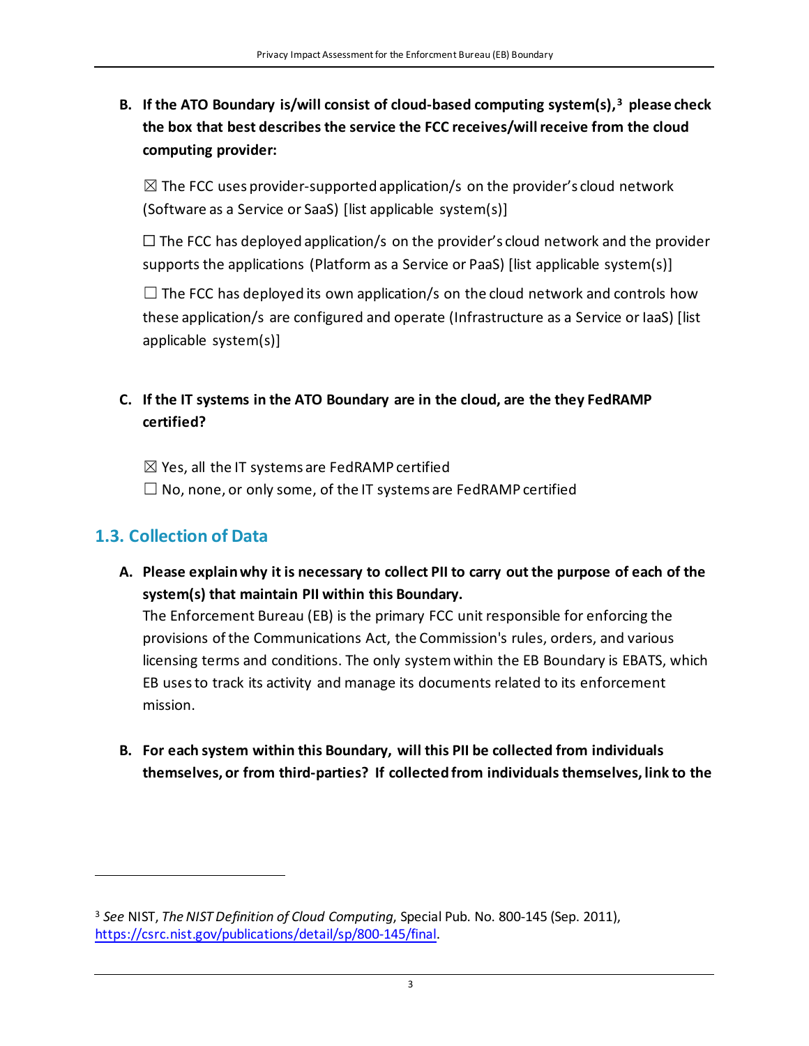**B. If the ATO Boundary is/will consist of cloud-based computing system(s),[3] please check the box that best describes the service the FCC receives/will receive from the cloud computing provider:**

☒ The FCC uses provider-supported application/s on the provider's cloud network (Software as a Service or SaaS) [list applicable system(s)]

☐ The FCC has deployed application/s on the provider's cloud network and the provider supports the applications (Platform as a Service or PaaS) [list applicable system(s)]

☐ The FCC has deployed its own application/s on the cloud network and controls how these application/s are configured and operate (Infrastructure as a Service or IaaS) [list applicable system(s)]

**C. If the IT systems in the ATO Boundary are in the cloud, are the they FedRAMP certified?**

☒ Yes, all the IT systems are FedRAMP certified
☐ No, none, or only some, of the IT systems are FedRAMP certified

## 1.3. Collection of Data

**A. Please explain why it is necessary to collect PII to carry out the purpose of each of the system(s) that maintain PII within this Boundary.**

The Enforcement Bureau (EB) is the primary FCC unit responsible for enforcing the provisions of the Communications Act, the Commission's rules, orders, and various licensing terms and conditions. The only system within the EB Boundary is EBATS, which EB uses to track its activity and manage its documents related to its enforcement mission.

**B. For each system within this Boundary, will this PII be collected from individuals themselves, or from third-parties? If collected from individuals themselves, link to the**

---

[3] *See* NIST, *The NIST Definition of Cloud Computing*, Special Pub. No. 800-145 (Sep. 2011), https://csrc.nist.gov/publications/detail/sp/800-145/final.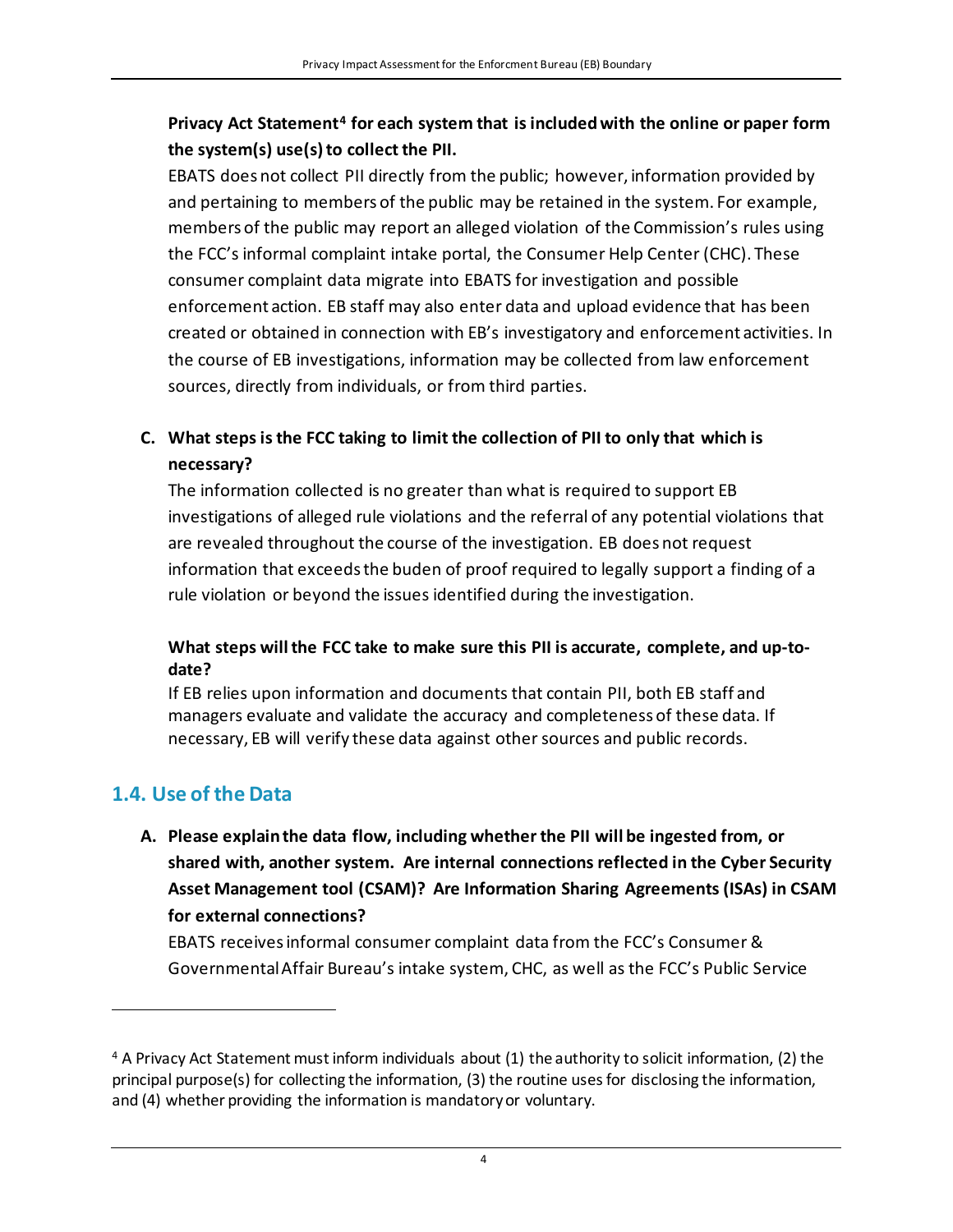**Privacy Act Statement[4] for each system that is included with the online or paper form the system(s) use(s) to collect the PII.**

EBATS does not collect PII directly from the public; however, information provided by and pertaining to members of the public may be retained in the system. For example, members of the public may report an alleged violation of the Commission's rules using the FCC's informal complaint intake portal, the Consumer Help Center (CHC). These consumer complaint data migrate into EBATS for investigation and possible enforcement action. EB staff may also enter data and upload evidence that has been created or obtained in connection with EB's investigatory and enforcement activities. In the course of EB investigations, information may be collected from law enforcement sources, directly from individuals, or from third parties.

**C. What steps is the FCC taking to limit the collection of PII to only that which is necessary?**

The information collected is no greater than what is required to support EB investigations of alleged rule violations and the referral of any potential violations that are revealed throughout the course of the investigation. EB does not request information that exceeds the buden of proof required to legally support a finding of a rule violation or beyond the issues identified during the investigation.

**What steps will the FCC take to make sure this PII is accurate, complete, and up-to-date?**

If EB relies upon information and documents that contain PII, both EB staff and managers evaluate and validate the accuracy and completeness of these data. If necessary, EB will verify these data against other sources and public records.

## 1.4. Use of the Data

**A. Please explain the data flow, including whether the PII will be ingested from, or shared with, another system. Are internal connections reflected in the Cyber Security Asset Management tool (CSAM)? Are Information Sharing Agreements (ISAs) in CSAM for external connections?**

EBATS receives informal consumer complaint data from the FCC's Consumer & Governmental Affair Bureau's intake system, CHC, as well as the FCC's Public Service

---

[4] A Privacy Act Statement must inform individuals about (1) the authority to solicit information, (2) the principal purpose(s) for collecting the information, (3) the routine uses for disclosing the information, and (4) whether providing the information is mandatory or voluntary.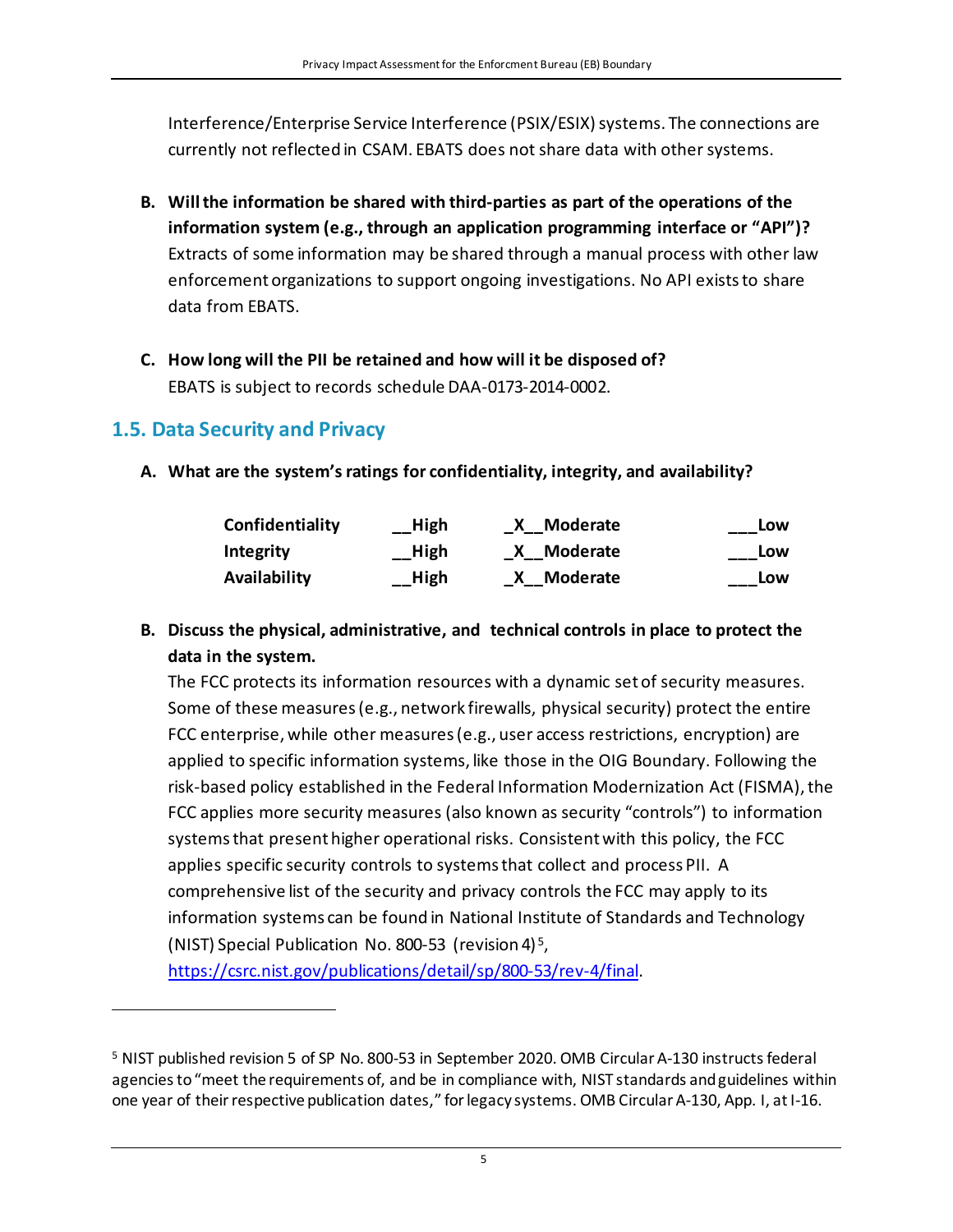Interference/Enterprise Service Interference (PSIX/ESIX) systems. The connections are currently not reflected in CSAM. EBATS does not share data with other systems.

**B. Will the information be shared with third-parties as part of the operations of the information system (e.g., through an application programming interface or "API")?**
Extracts of some information may be shared through a manual process with other law enforcement organizations to support ongoing investigations. No API exists to share data from EBATS.

**C. How long will the PII be retained and how will it be disposed of?**
EBATS is subject to records schedule DAA-0173-2014-0002.

## 1.5. Data Security and Privacy

**A. What are the system's ratings for confidentiality, integrity, and availability?**

| | | | |
|---|---|---|---|
| **Confidentiality** | **__High** | **_X__Moderate** | **___Low** |
| **Integrity** | **__High** | **_X__Moderate** | **___Low** |
| **Availability** | **__High** | **_X__Moderate** | **___Low** |

**B. Discuss the physical, administrative, and technical controls in place to protect the data in the system.**
The FCC protects its information resources with a dynamic set of security measures. Some of these measures (e.g., network firewalls, physical security) protect the entire FCC enterprise, while other measures (e.g., user access restrictions, encryption) are applied to specific information systems, like those in the OIG Boundary. Following the risk-based policy established in the Federal Information Modernization Act (FISMA), the FCC applies more security measures (also known as security "controls") to information systems that present higher operational risks. Consistent with this policy, the FCC applies specific security controls to systems that collect and process PII. A comprehensive list of the security and privacy controls the FCC may apply to its information systems can be found in National Institute of Standards and Technology (NIST) Special Publication No. 800-53 (revision 4)[5], https://csrc.nist.gov/publications/detail/sp/800-53/rev-4/final.

[5] NIST published revision 5 of SP No. 800-53 in September 2020. OMB Circular A-130 instructs federal agencies to "meet the requirements of, and be in compliance with, NIST standards and guidelines within one year of their respective publication dates," for legacy systems. OMB Circular A-130, App. I, at I-16.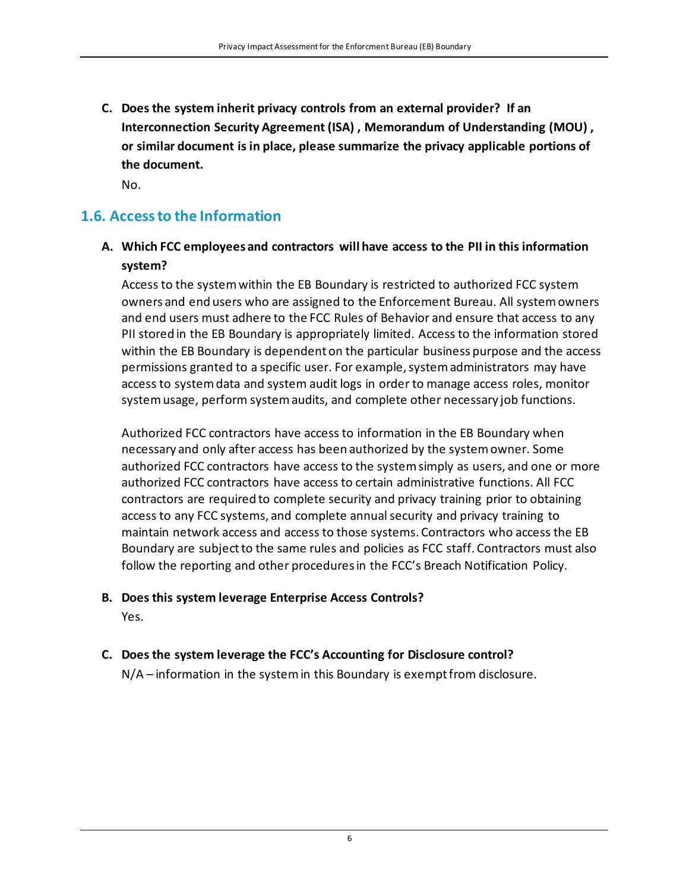**C. Does the system inherit privacy controls from an external provider? If an Interconnection Security Agreement (ISA) , Memorandum of Understanding (MOU) , or similar document is in place, please summarize the privacy applicable portions of the document.**

No.

## 1.6. Access to the Information

**A. Which FCC employees and contractors will have access to the PII in this information system?**

Access to the system within the EB Boundary is restricted to authorized FCC system owners and end users who are assigned to the Enforcement Bureau. All system owners and end users must adhere to the FCC Rules of Behavior and ensure that access to any PII stored in the EB Boundary is appropriately limited. Access to the information stored within the EB Boundary is dependent on the particular business purpose and the access permissions granted to a specific user. For example, system administrators may have access to system data and system audit logs in order to manage access roles, monitor system usage, perform system audits, and complete other necessary job functions.

Authorized FCC contractors have access to information in the EB Boundary when necessary and only after access has been authorized by the system owner. Some authorized FCC contractors have access to the system simply as users, and one or more authorized FCC contractors have access to certain administrative functions. All FCC contractors are required to complete security and privacy training prior to obtaining access to any FCC systems, and complete annual security and privacy training to maintain network access and access to those systems. Contractors who access the EB Boundary are subject to the same rules and policies as FCC staff. Contractors must also follow the reporting and other procedures in the FCC's Breach Notification Policy.

**B. Does this system leverage Enterprise Access Controls?**

Yes.

**C. Does the system leverage the FCC's Accounting for Disclosure control?**

N/A – information in the system in this Boundary is exempt from disclosure.